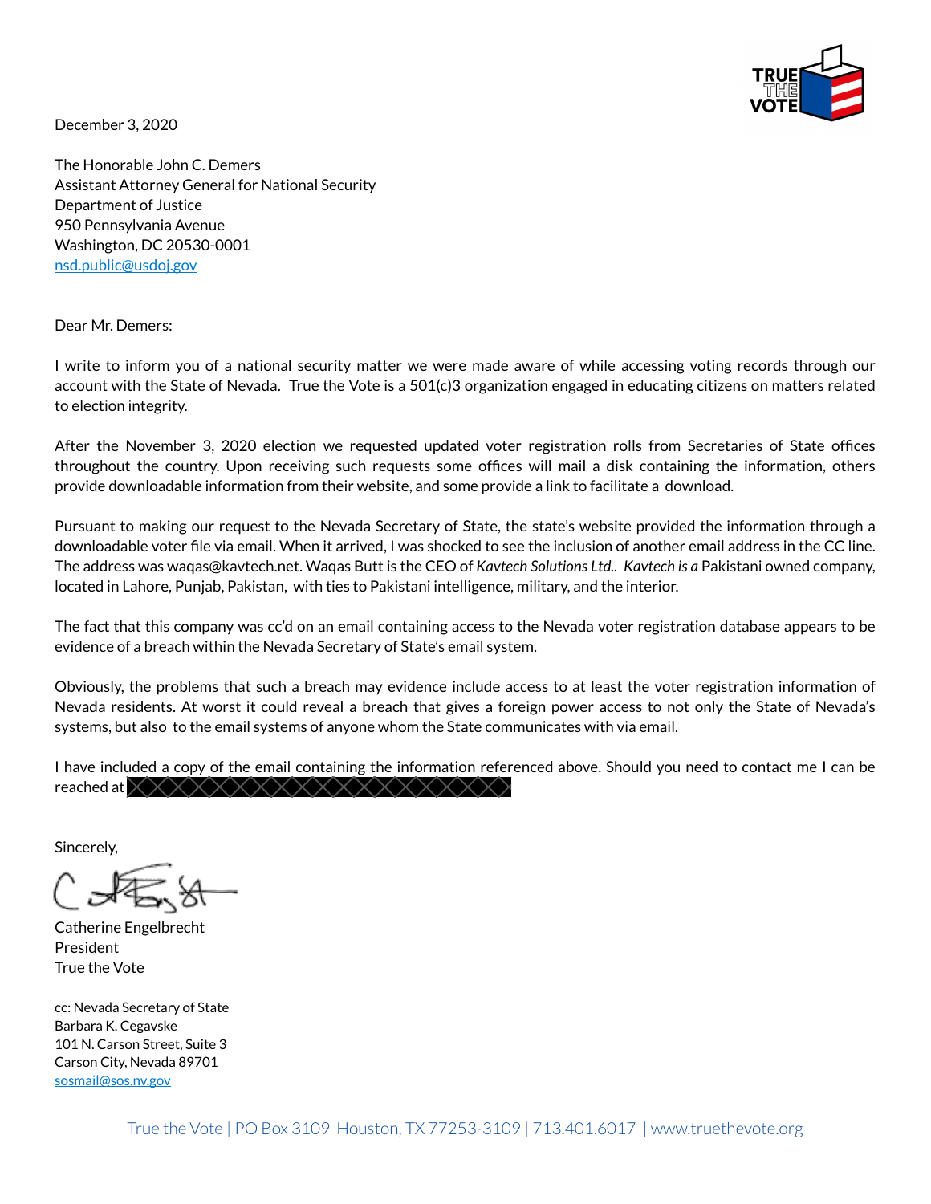December 3, 2020

The Honorable John C. Demers
Assistant Attorney General for National Security
Department of Justice
950 Pennsylvania Avenue
Washington, DC 20530-0001
nsd.public@usdoj.gov

Dear Mr. Demers:

I write to inform you of a national security matter we were made aware of while accessing voting records through our account with the State of Nevada. True the Vote is a 501(c)3 organization engaged in educating citizens on matters related to election integrity.

After the November 3, 2020 election we requested updated voter registration rolls from Secretaries of State offices throughout the country. Upon receiving such requests some offices will mail a disk containing the information, others provide downloadable information from their website, and some provide a link to facilitate a download.

Pursuant to making our request to the Nevada Secretary of State, the state's website provided the information through a downloadable voter file via email. When it arrived, I was shocked to see the inclusion of another email address in the CC line. The address was waqas@kavtech.net. Waqas Butt is the CEO of *Kavtech Solutions Ltd.. Kavtech is a* Pakistani owned company, located in Lahore, Punjab, Pakistan, with ties to Pakistani intelligence, military, and the interior.

The fact that this company was cc'd on an email containing access to the Nevada voter registration database appears to be evidence of a breach within the Nevada Secretary of State's email system.

Obviously, the problems that such a breach may evidence include access to at least the voter registration information of Nevada residents. At worst it could reveal a breach that gives a foreign power access to not only the State of Nevada's systems, but also to the email systems of anyone whom the State communicates with via email.

I have included a copy of the email containing the information referenced above. Should you need to contact me I can be reached at [REDACTED]

Sincerely,

Catherine Engelbrecht
President
True the Vote

cc: Nevada Secretary of State
Barbara K. Cegavske
101 N. Carson Street, Suite 3
Carson City, Nevada 89701
sosmail@sos.nv.gov

True the Vote | PO Box 3109 Houston, TX 77253-3109 | 713.401.6017 | www.truethevote.org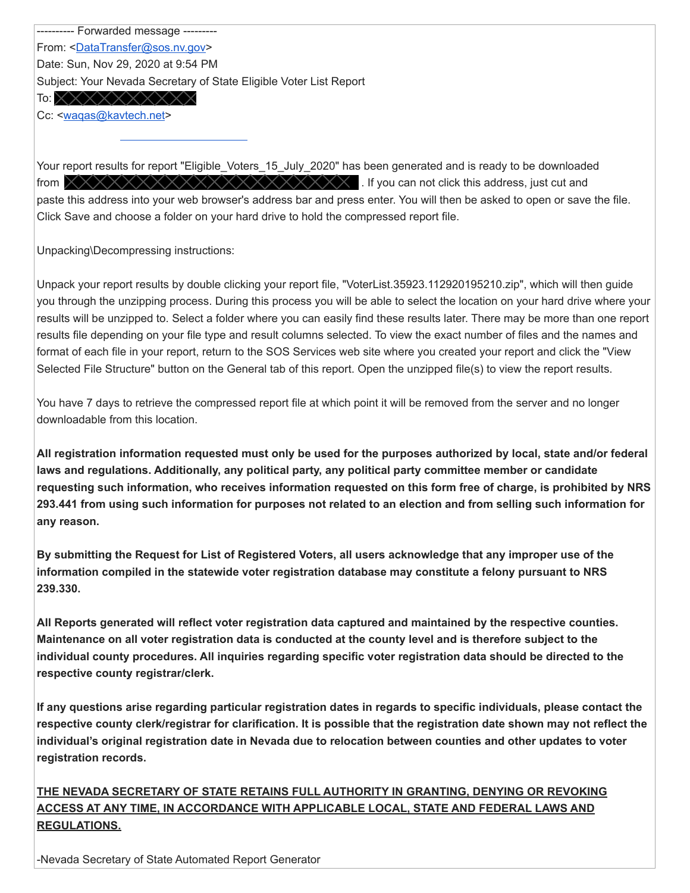---------- Forwarded message ---------
From: <DataTransfer@sos.nv.gov>
Date: Sun, Nov 29, 2020 at 9:54 PM
Subject: Your Nevada Secretary of State Eligible Voter List Report
To: 
Cc: <waqas@kavtech.net>

---

Your report results for report "Eligible_Voters_15_July_2020" has been generated and is ready to be downloaded from . If you can not click this address, just cut and paste this address into your web browser's address bar and press enter. You will then be asked to open or save the file. Click Save and choose a folder on your hard drive to hold the compressed report file.

Unpacking\Decompressing instructions:

Unpack your report results by double clicking your report file, "VoterList.35923.112920195210.zip", which will then guide you through the unzipping process. During this process you will be able to select the location on your hard drive where your results will be unzipped to. Select a folder where you can easily find these results later. There may be more than one report results file depending on your file type and result columns selected. To view the exact number of files and the names and format of each file in your report, return to the SOS Services web site where you created your report and click the "View Selected File Structure" button on the General tab of this report. Open the unzipped file(s) to view the report results.

You have 7 days to retrieve the compressed report file at which point it will be removed from the server and no longer downloadable from this location.

**All registration information requested must only be used for the purposes authorized by local, state and/or federal laws and regulations. Additionally, any political party, any political party committee member or candidate requesting such information, who receives information requested on this form free of charge, is prohibited by NRS 293.441 from using such information for purposes not related to an election and from selling such information for any reason.**

**By submitting the Request for List of Registered Voters, all users acknowledge that any improper use of the information compiled in the statewide voter registration database may constitute a felony pursuant to NRS 239.330.**

**All Reports generated will reflect voter registration data captured and maintained by the respective counties. Maintenance on all voter registration data is conducted at the county level and is therefore subject to the individual county procedures. All inquiries regarding specific voter registration data should be directed to the respective county registrar/clerk.**

**If any questions arise regarding particular registration dates in regards to specific individuals, please contact the respective county clerk/registrar for clarification. It is possible that the registration date shown may not reflect the individual's original registration date in Nevada due to relocation between counties and other updates to voter registration records.**

**<u>THE NEVADA SECRETARY OF STATE RETAINS FULL AUTHORITY IN GRANTING, DENYING OR REVOKING ACCESS AT ANY TIME, IN ACCORDANCE WITH APPLICABLE LOCAL, STATE AND FEDERAL LAWS AND REGULATIONS.</u>**

-Nevada Secretary of State Automated Report Generator